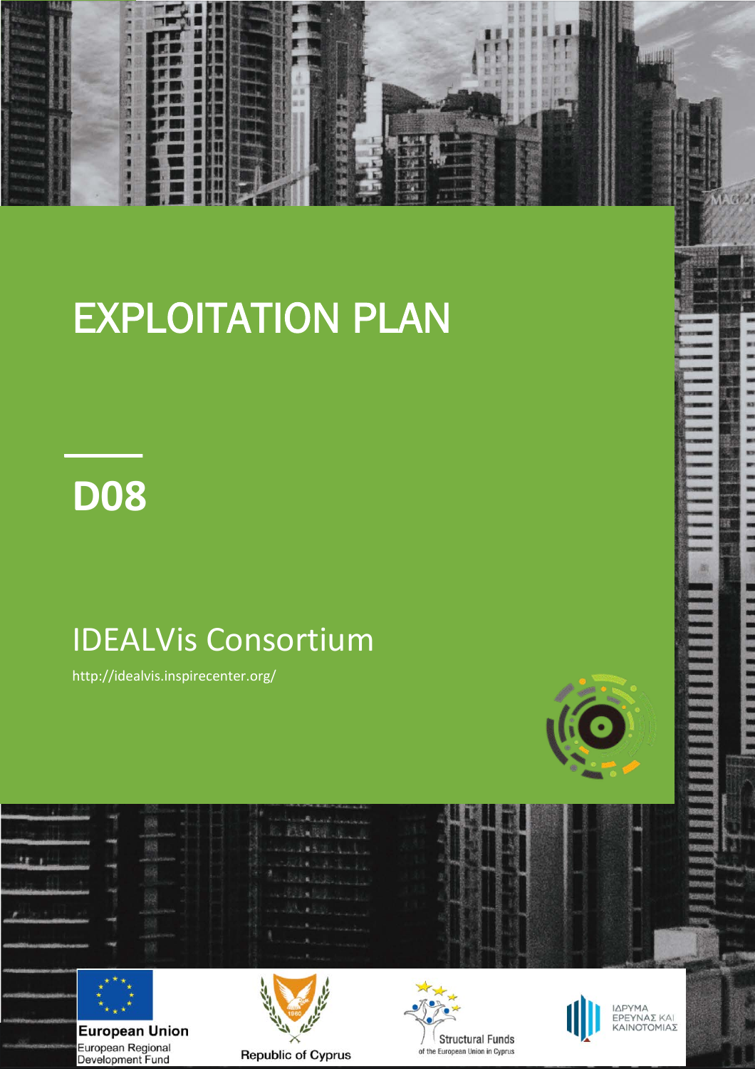# EXPLOITATION PLAN

## D08

IDEALVis Consortium

http://idealvis.inspirecenter.org/

European Union
European Regional Development Fund

Republic of Cyprus

Structural Funds
of the European Union in Cyprus

ΙΔΡΥΜΑ ΕΡΕΥΝΑΣ ΚΑΙ ΚΑΙΝΟΤΟΜΙΑΣ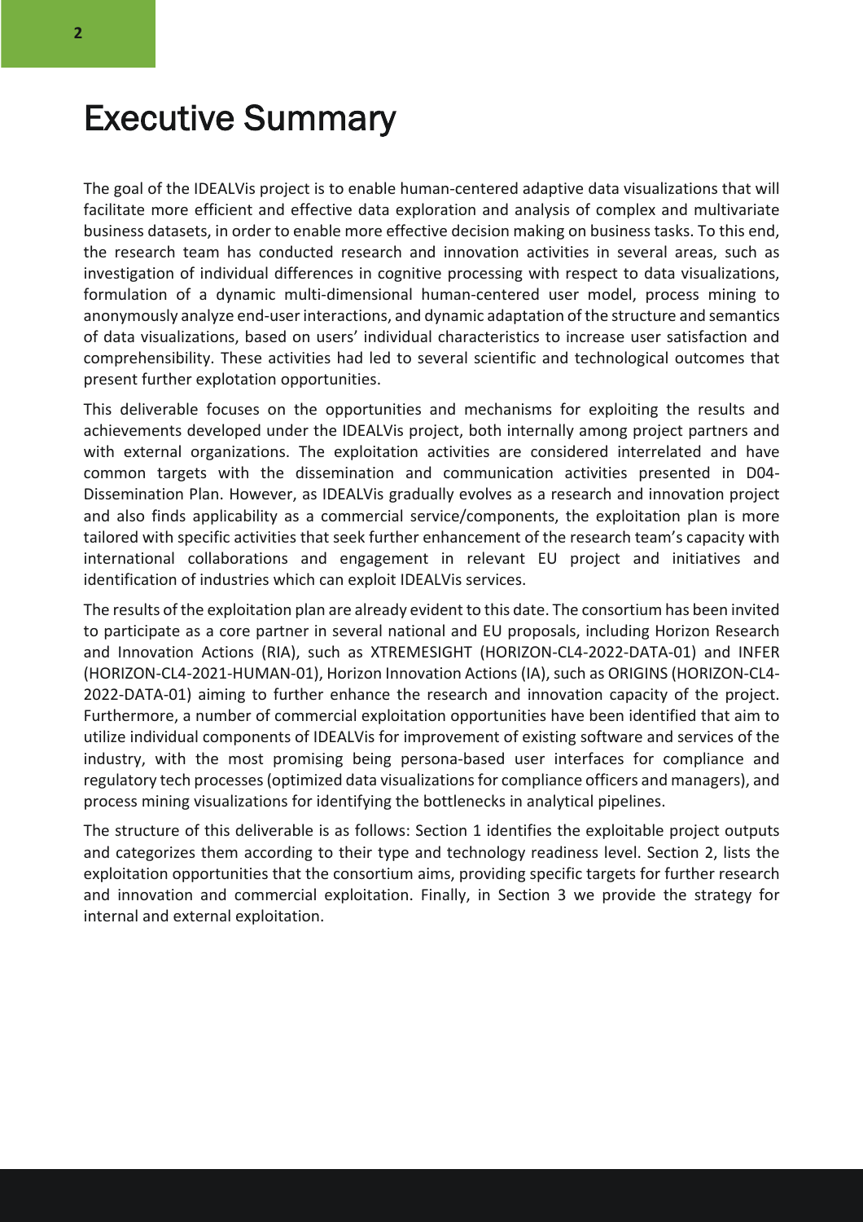# Executive Summary

The goal of the IDEALVis project is to enable human-centered adaptive data visualizations that will facilitate more efficient and effective data exploration and analysis of complex and multivariate business datasets, in order to enable more effective decision making on business tasks. To this end, the research team has conducted research and innovation activities in several areas, such as investigation of individual differences in cognitive processing with respect to data visualizations, formulation of a dynamic multi-dimensional human-centered user model, process mining to anonymously analyze end-user interactions, and dynamic adaptation of the structure and semantics of data visualizations, based on users' individual characteristics to increase user satisfaction and comprehensibility. These activities had led to several scientific and technological outcomes that present further explotation opportunities.

This deliverable focuses on the opportunities and mechanisms for exploiting the results and achievements developed under the IDEALVis project, both internally among project partners and with external organizations. The exploitation activities are considered interrelated and have common targets with the dissemination and communication activities presented in D04-Dissemination Plan. However, as IDEALVis gradually evolves as a research and innovation project and also finds applicability as a commercial service/components, the exploitation plan is more tailored with specific activities that seek further enhancement of the research team's capacity with international collaborations and engagement in relevant EU project and initiatives and identification of industries which can exploit IDEALVis services.

The results of the exploitation plan are already evident to this date. The consortium has been invited to participate as a core partner in several national and EU proposals, including Horizon Research and Innovation Actions (RIA), such as XTREMESIGHT (HORIZON-CL4-2022-DATA-01) and INFER (HORIZON-CL4-2021-HUMAN-01), Horizon Innovation Actions (IA), such as ORIGINS (HORIZON-CL4-2022-DATA-01) aiming to further enhance the research and innovation capacity of the project. Furthermore, a number of commercial exploitation opportunities have been identified that aim to utilize individual components of IDEALVis for improvement of existing software and services of the industry, with the most promising being persona-based user interfaces for compliance and regulatory tech processes (optimized data visualizations for compliance officers and managers), and process mining visualizations for identifying the bottlenecks in analytical pipelines.

The structure of this deliverable is as follows: Section 1 identifies the exploitable project outputs and categorizes them according to their type and technology readiness level. Section 2, lists the exploitation opportunities that the consortium aims, providing specific targets for further research and innovation and commercial exploitation. Finally, in Section 3 we provide the strategy for internal and external exploitation.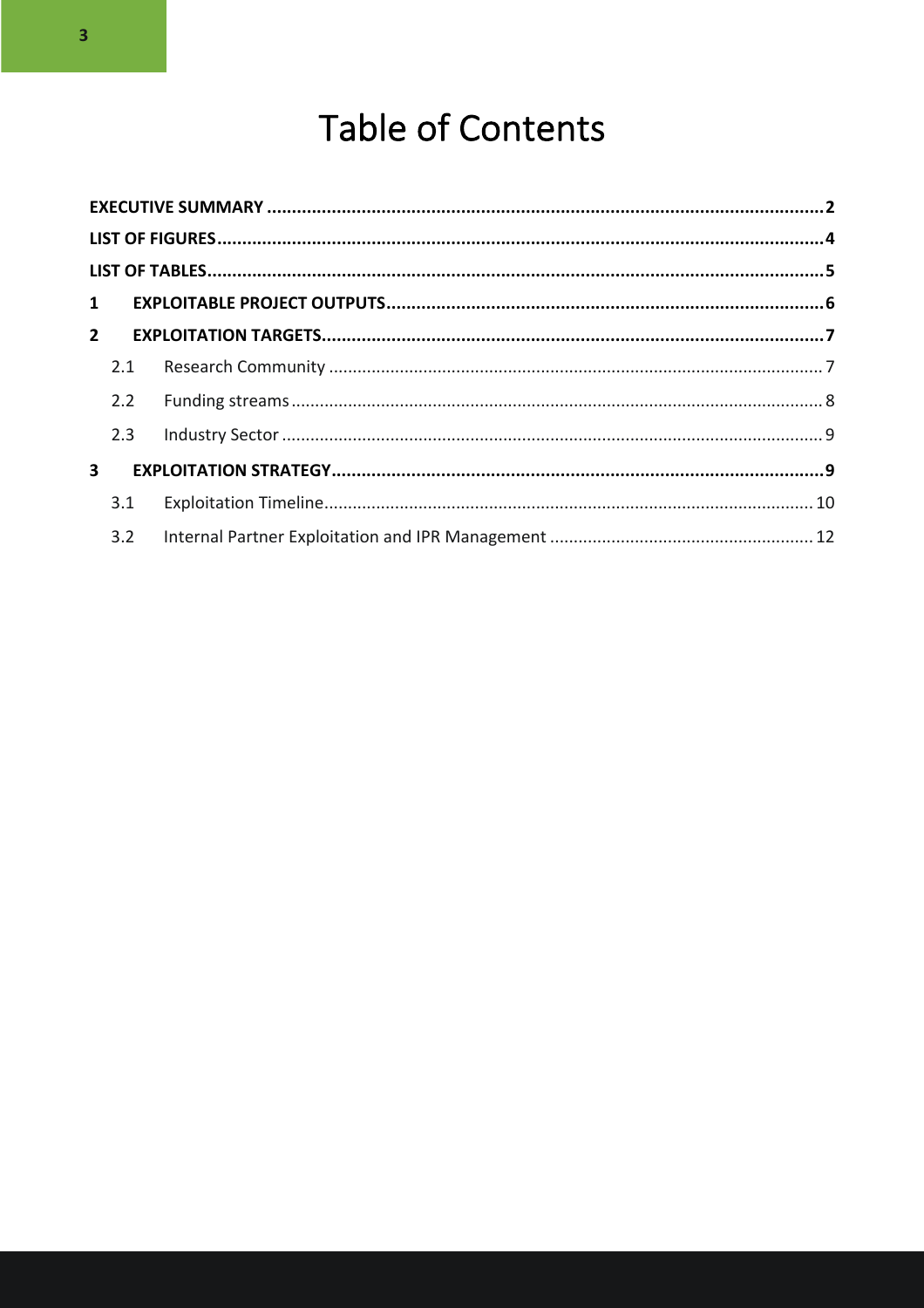# Table of Contents

**EXECUTIVE SUMMARY** ... **2**

**LIST OF FIGURES** ... **4**

**LIST OF TABLES** ... **5**

**1 EXPLOITABLE PROJECT OUTPUTS** ... **6**

**2 EXPLOITATION TARGETS** ... **7**

- 2.1 Research Community ... 7
- 2.2 Funding streams ... 8
- 2.3 Industry Sector ... 9

**3 EXPLOITATION STRATEGY** ... **9**

- 3.1 Exploitation Timeline ... 10
- 3.2 Internal Partner Exploitation and IPR Management ... 12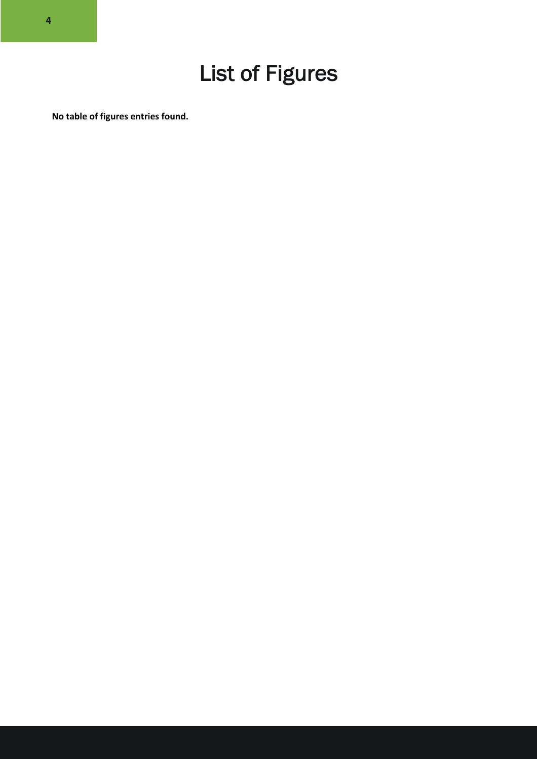# List of Figures

**No table of figures entries found.**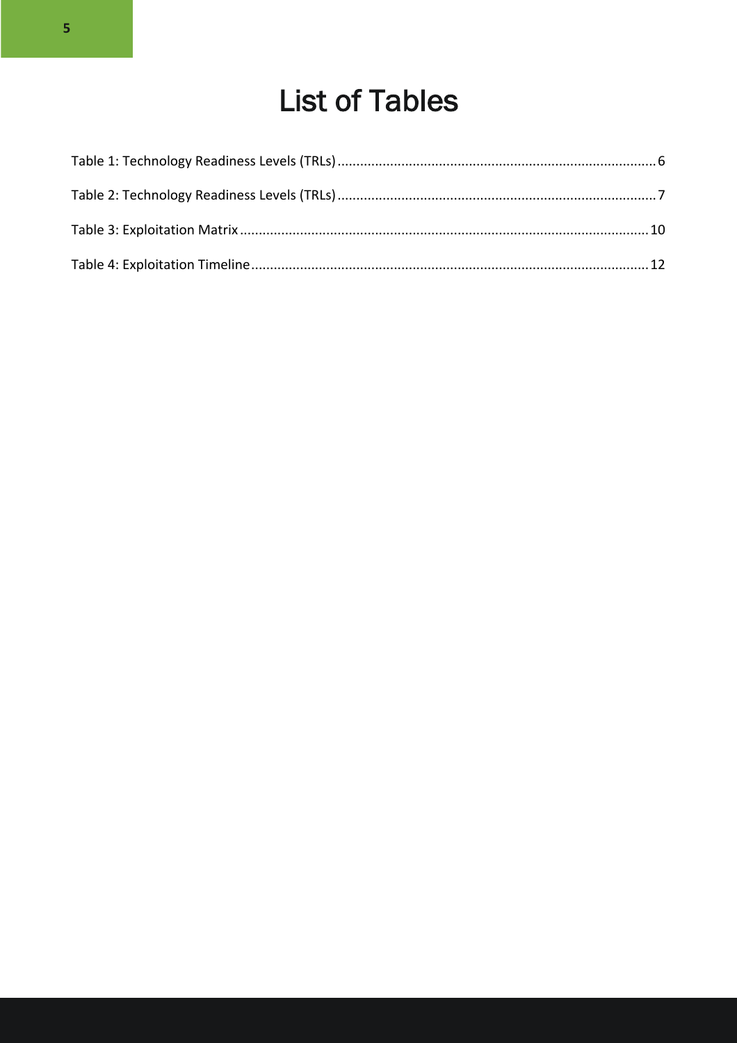# List of Tables

Table 1: Technology Readiness Levels (TRLs) ..................................................................................... 6

Table 2: Technology Readiness Levels (TRLs) ..................................................................................... 7

Table 3: Exploitation Matrix ............................................................................................................. 10

Table 4: Exploitation Timeline .......................................................................................................... 12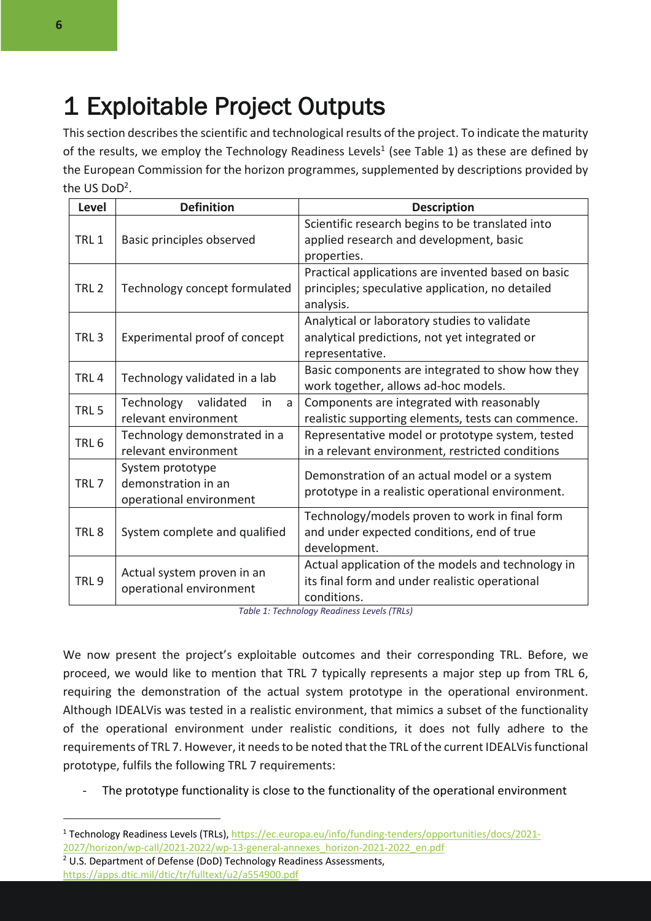# 1 Exploitable Project Outputs

This section describes the scientific and technological results of the project. To indicate the maturity of the results, we employ the Technology Readiness Levels[1] (see Table 1) as these are defined by the European Commission for the horizon programmes, supplemented by descriptions provided by the US DoD[2].

| Level | Definition | Description |
|---|---|---|
| TRL 1 | Basic principles observed | Scientific research begins to be translated into applied research and development, basic properties. |
| TRL 2 | Technology concept formulated | Practical applications are invented based on basic principles; speculative application, no detailed analysis. |
| TRL 3 | Experimental proof of concept | Analytical or laboratory studies to validate analytical predictions, not yet integrated or representative. |
| TRL 4 | Technology validated in a lab | Basic components are integrated to show how they work together, allows ad-hoc models. |
| TRL 5 | Technology validated in a relevant environment | Components are integrated with reasonably realistic supporting elements, tests can commence. |
| TRL 6 | Technology demonstrated in a relevant environment | Representative model or prototype system, tested in a relevant environment, restricted conditions |
| TRL 7 | System prototype demonstration in an operational environment | Demonstration of an actual model or a system prototype in a realistic operational environment. |
| TRL 8 | System complete and qualified | Technology/models proven to work in final form and under expected conditions, end of true development. |
| TRL 9 | Actual system proven in an operational environment | Actual application of the models and technology in its final form and under realistic operational conditions. |

*Table 1: Technology Readiness Levels (TRLs)*

We now present the project's exploitable outcomes and their corresponding TRL. Before, we proceed, we would like to mention that TRL 7 typically represents a major step up from TRL 6, requiring the demonstration of the actual system prototype in the operational environment. Although IDEALVis was tested in a realistic environment, that mimics a subset of the functionality of the operational environment under realistic conditions, it does not fully adhere to the requirements of TRL 7. However, it needs to be noted that the TRL of the current IDEALVis functional prototype, fulfils the following TRL 7 requirements:

- The prototype functionality is close to the functionality of the operational environment

---

[1] Technology Readiness Levels (TRLs), https://ec.europa.eu/info/funding-tenders/opportunities/docs/2021-2027/horizon/wp-call/2021-2022/wp-13-general-annexes_horizon-2021-2022_en.pdf

[2] U.S. Department of Defense (DoD) Technology Readiness Assessments, https://apps.dtic.mil/dtic/tr/fulltext/u2/a554900.pdf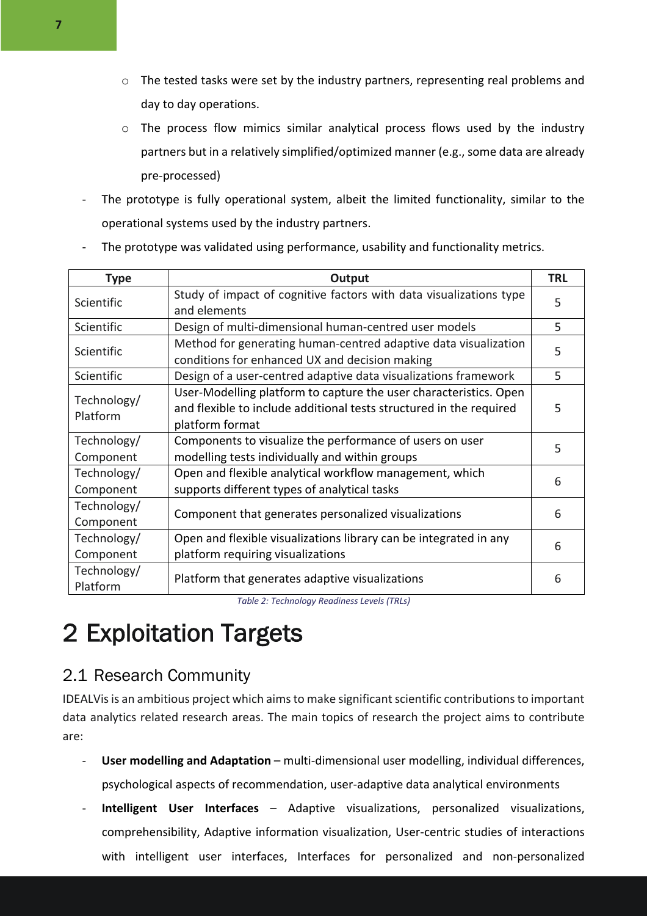- The tested tasks were set by the industry partners, representing real problems and day to day operations.
    - The process flow mimics similar analytical process flows used by the industry partners but in a relatively simplified/optimized manner (e.g., some data are already pre-processed)
- The prototype is fully operational system, albeit the limited functionality, similar to the operational systems used by the industry partners.
- The prototype was validated using performance, usability and functionality metrics.

| Type | Output | TRL |
| --- | --- | --- |
| Scientific | Study of impact of cognitive factors with data visualizations type and elements | 5 |
| Scientific | Design of multi-dimensional human-centred user models | 5 |
| Scientific | Method for generating human-centred adaptive data visualization conditions for enhanced UX and decision making | 5 |
| Scientific | Design of a user-centred adaptive data visualizations framework | 5 |
| Technology/ Platform | User-Modelling platform to capture the user characteristics. Open and flexible to include additional tests structured in the required platform format | 5 |
| Technology/ Component | Components to visualize the performance of users on user modelling tests individually and within groups | 5 |
| Technology/ Component | Open and flexible analytical workflow management, which supports different types of analytical tasks | 6 |
| Technology/ Component | Component that generates personalized visualizations | 6 |
| Technology/ Component | Open and flexible visualizations library can be integrated in any platform requiring visualizations | 6 |
| Technology/ Platform | Platform that generates adaptive visualizations | 6 |

*Table 2: Technology Readiness Levels (TRLs)*

# 2 Exploitation Targets

## 2.1 Research Community

IDEALVis is an ambitious project which aims to make significant scientific contributions to important data analytics related research areas. The main topics of research the project aims to contribute are:

- **User modelling and Adaptation** – multi-dimensional user modelling, individual differences, psychological aspects of recommendation, user-adaptive data analytical environments
- **Intelligent User Interfaces** – Adaptive visualizations, personalized visualizations, comprehensibility, Adaptive information visualization, User-centric studies of interactions with intelligent user interfaces, Interfaces for personalized and non-personalized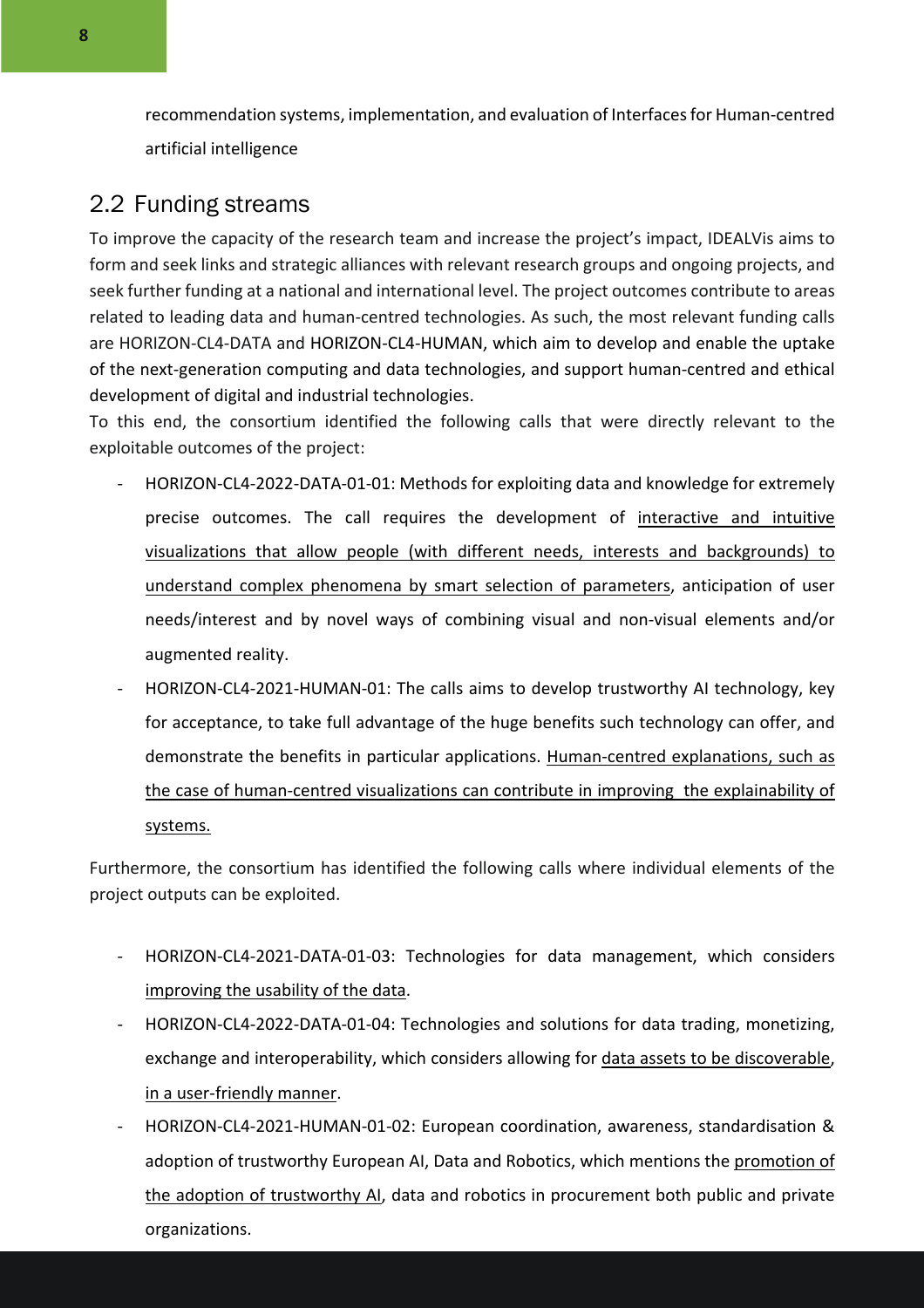recommendation systems, implementation, and evaluation of Interfaces for Human-centred artificial intelligence

## 2.2 Funding streams

To improve the capacity of the research team and increase the project's impact, IDEALVis aims to form and seek links and strategic alliances with relevant research groups and ongoing projects, and seek further funding at a national and international level. The project outcomes contribute to areas related to leading data and human-centred technologies. As such, the most relevant funding calls are HORIZON-CL4-DATA and HORIZON-CL4-HUMAN, which aim to develop and enable the uptake of the next-generation computing and data technologies, and support human-centred and ethical development of digital and industrial technologies.

To this end, the consortium identified the following calls that were directly relevant to the exploitable outcomes of the project:

- HORIZON-CL4-2022-DATA-01-01: Methods for exploiting data and knowledge for extremely precise outcomes. The call requires the development of interactive and intuitive visualizations that allow people (with different needs, interests and backgrounds) to understand complex phenomena by smart selection of parameters, anticipation of user needs/interest and by novel ways of combining visual and non-visual elements and/or augmented reality.
- HORIZON-CL4-2021-HUMAN-01: The calls aims to develop trustworthy AI technology, key for acceptance, to take full advantage of the huge benefits such technology can offer, and demonstrate the benefits in particular applications. Human-centred explanations, such as the case of human-centred visualizations can contribute in improving the explainability of systems.

Furthermore, the consortium has identified the following calls where individual elements of the project outputs can be exploited.

- HORIZON-CL4-2021-DATA-01-03: Technologies for data management, which considers improving the usability of the data.
- HORIZON-CL4-2022-DATA-01-04: Technologies and solutions for data trading, monetizing, exchange and interoperability, which considers allowing for data assets to be discoverable, in a user-friendly manner.
- HORIZON-CL4-2021-HUMAN-01-02: European coordination, awareness, standardisation & adoption of trustworthy European AI, Data and Robotics, which mentions the promotion of the adoption of trustworthy AI, data and robotics in procurement both public and private organizations.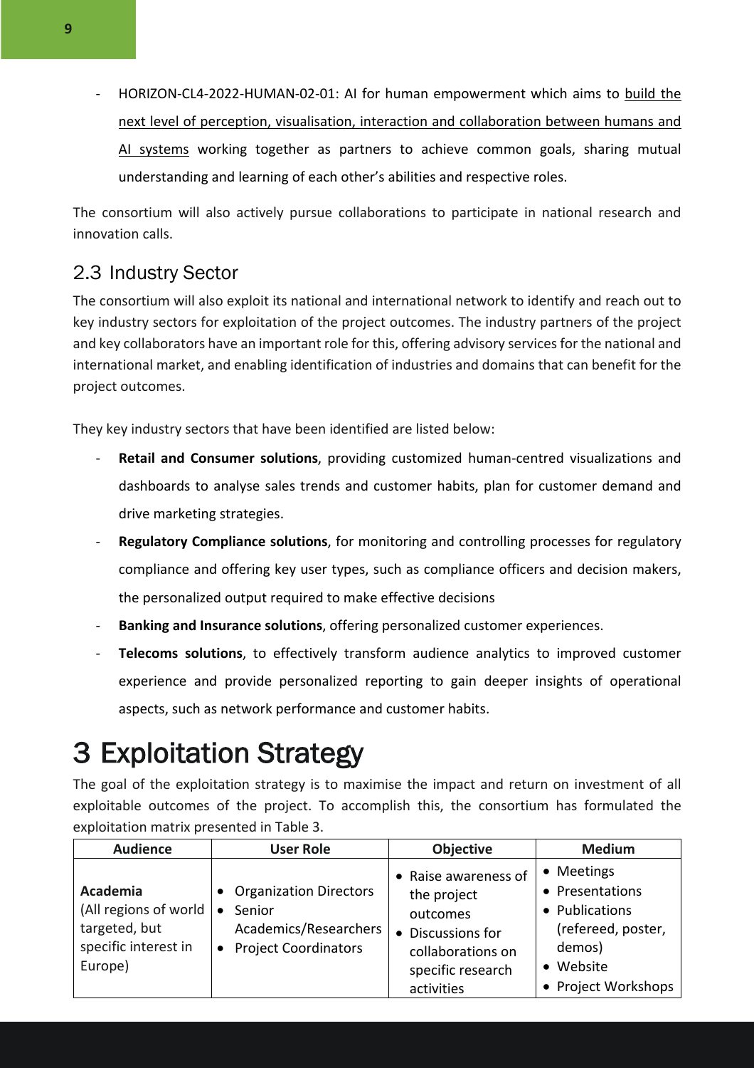- HORIZON-CL4-2022-HUMAN-02-01: AI for human empowerment which aims to build the next level of perception, visualisation, interaction and collaboration between humans and AI systems working together as partners to achieve common goals, sharing mutual understanding and learning of each other's abilities and respective roles.

The consortium will also actively pursue collaborations to participate in national research and innovation calls.

## 2.3 Industry Sector

The consortium will also exploit its national and international network to identify and reach out to key industry sectors for exploitation of the project outcomes. The industry partners of the project and key collaborators have an important role for this, offering advisory services for the national and international market, and enabling identification of industries and domains that can benefit for the project outcomes.

They key industry sectors that have been identified are listed below:

- **Retail and Consumer solutions**, providing customized human-centred visualizations and dashboards to analyse sales trends and customer habits, plan for customer demand and drive marketing strategies.
- **Regulatory Compliance solutions**, for monitoring and controlling processes for regulatory compliance and offering key user types, such as compliance officers and decision makers, the personalized output required to make effective decisions
- **Banking and Insurance solutions**, offering personalized customer experiences.
- **Telecoms solutions**, to effectively transform audience analytics to improved customer experience and provide personalized reporting to gain deeper insights of operational aspects, such as network performance and customer habits.

# 3 Exploitation Strategy

The goal of the exploitation strategy is to maximise the impact and return on investment of all exploitable outcomes of the project. To accomplish this, the consortium has formulated the exploitation matrix presented in Table 3.

| Audience | User Role | Objective | Medium |
|---|---|---|---|
| **Academia** (All regions of world targeted, but specific interest in Europe) | • Organization Directors<br>• Senior Academics/Researchers<br>• Project Coordinators | • Raise awareness of the project outcomes<br>• Discussions for collaborations on specific research activities | • Meetings<br>• Presentations<br>• Publications (refereed, poster, demos)<br>• Website<br>• Project Workshops |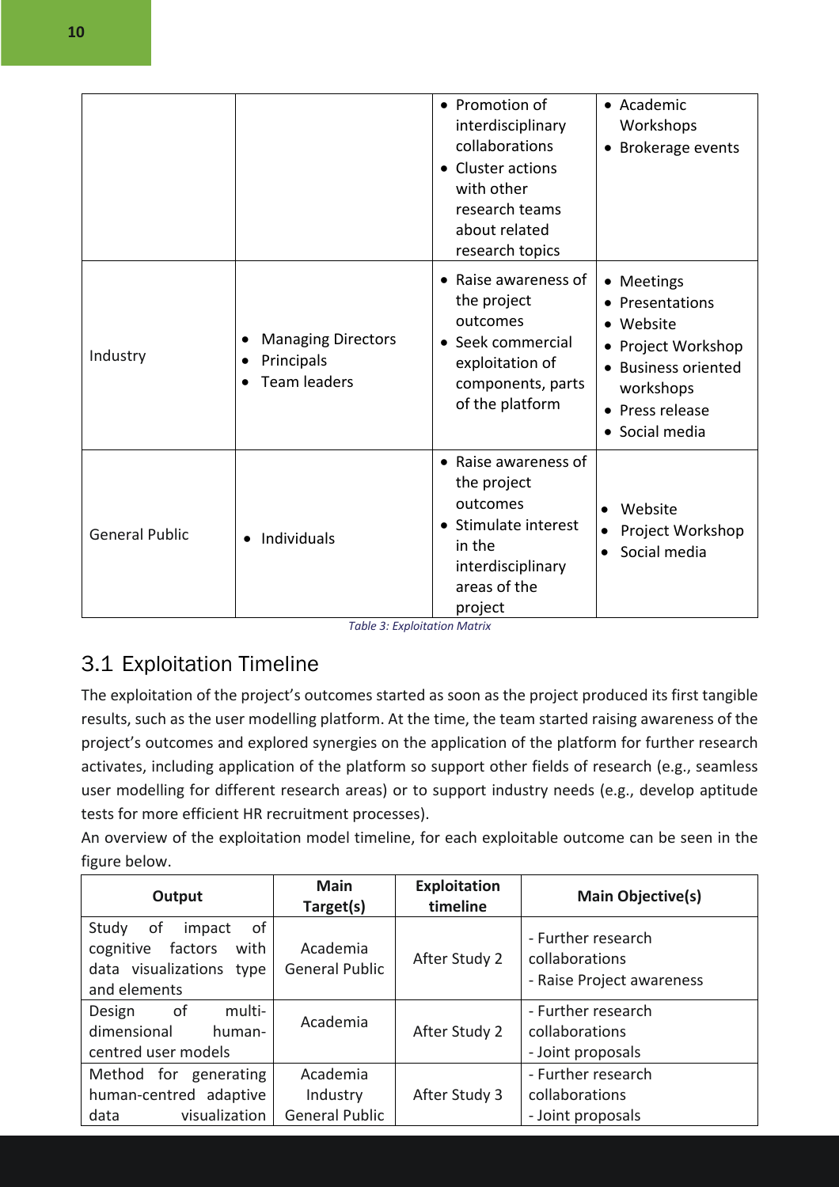| | | | |
|---|---|---|---|
| | | • Promotion of interdisciplinary collaborations<br>• Cluster actions with other research teams about related research topics | • Academic Workshops<br>• Brokerage events |
| Industry | • Managing Directors<br>• Principals<br>• Team leaders | • Raise awareness of the project outcomes<br>• Seek commercial exploitation of components, parts of the platform | • Meetings<br>• Presentations<br>• Website<br>• Project Workshop<br>• Business oriented workshops<br>• Press release<br>• Social media |
| General Public | • Individuals | • Raise awareness of the project outcomes<br>• Stimulate interest in the interdisciplinary areas of the project | • Website<br>• Project Workshop<br>• Social media |

*Table 3: Exploitation Matrix*

## 3.1 Exploitation Timeline

The exploitation of the project's outcomes started as soon as the project produced its first tangible results, such as the user modelling platform. At the time, the team started raising awareness of the project's outcomes and explored synergies on the application of the platform for further research activates, including application of the platform so support other fields of research (e.g., seamless user modelling for different research areas) or to support industry needs (e.g., develop aptitude tests for more efficient HR recruitment processes).

An overview of the exploitation model timeline, for each exploitable outcome can be seen in the figure below.

| Output | Main Target(s) | Exploitation timeline | Main Objective(s) |
|---|---|---|---|
| Study of impact of cognitive factors with data visualizations type and elements | Academia<br>General Public | After Study 2 | - Further research collaborations<br>- Raise Project awareness |
| Design of multi-dimensional human-centred user models | Academia | After Study 2 | - Further research collaborations<br>- Joint proposals |
| Method for generating human-centred adaptive data visualization | Academia<br>Industry<br>General Public | After Study 3 | - Further research collaborations<br>- Joint proposals |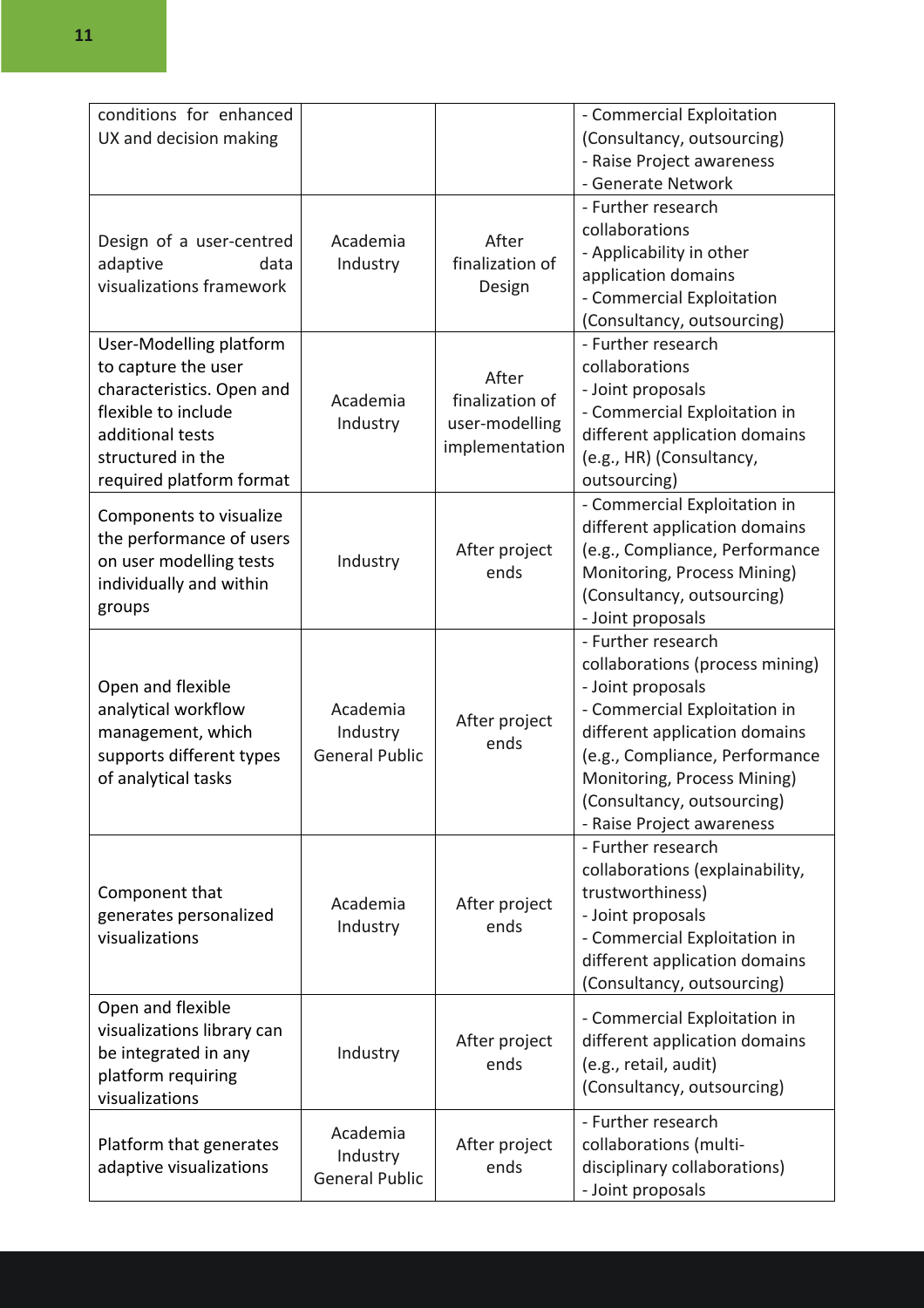| | | | |
|---|---|---|---|
| conditions for enhanced UX and decision making | | | - Commercial Exploitation (Consultancy, outsourcing)<br>- Raise Project awareness<br>- Generate Network |
| Design of a user-centred adaptive data visualizations framework | Academia<br>Industry | After finalization of Design | - Further research collaborations<br>- Applicability in other application domains<br>- Commercial Exploitation (Consultancy, outsourcing) |
| User-Modelling platform to capture the user characteristics. Open and flexible to include additional tests structured in the required platform format | Academia<br>Industry | After finalization of user-modelling implementation | - Further research collaborations<br>- Joint proposals<br>- Commercial Exploitation in different application domains (e.g., HR) (Consultancy, outsourcing) |
| Components to visualize the performance of users on user modelling tests individually and within groups | Industry | After project ends | - Commercial Exploitation in different application domains (e.g., Compliance, Performance Monitoring, Process Mining) (Consultancy, outsourcing)<br>- Joint proposals |
| Open and flexible analytical workflow management, which supports different types of analytical tasks | Academia<br>Industry<br>General Public | After project ends | - Further research collaborations (process mining)<br>- Joint proposals<br>- Commercial Exploitation in different application domains (e.g., Compliance, Performance Monitoring, Process Mining) (Consultancy, outsourcing)<br>- Raise Project awareness |
| Component that generates personalized visualizations | Academia<br>Industry | After project ends | - Further research collaborations (explainability, trustworthiness)<br>- Joint proposals<br>- Commercial Exploitation in different application domains (Consultancy, outsourcing) |
| Open and flexible visualizations library can be integrated in any platform requiring visualizations | Industry | After project ends | - Commercial Exploitation in different application domains (e.g., retail, audit) (Consultancy, outsourcing) |
| Platform that generates adaptive visualizations | Academia<br>Industry<br>General Public | After project ends | - Further research collaborations (multi-disciplinary collaborations)<br>- Joint proposals |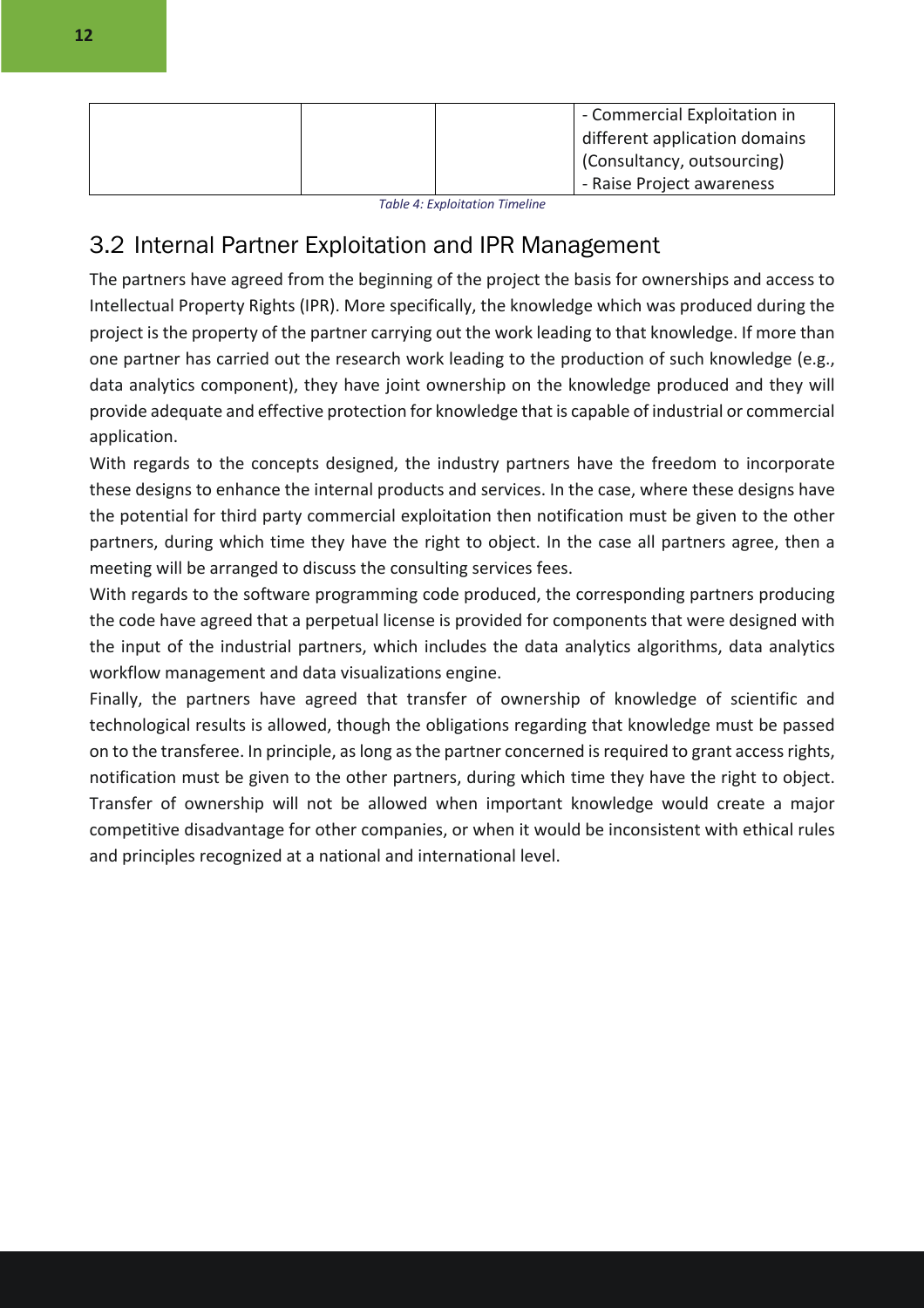| | | | |
|---|---|---|---|
| | | | - Commercial Exploitation in different application domains (Consultancy, outsourcing)<br>- Raise Project awareness |

*Table 4: Exploitation Timeline*

## 3.2 Internal Partner Exploitation and IPR Management

The partners have agreed from the beginning of the project the basis for ownerships and access to Intellectual Property Rights (IPR). More specifically, the knowledge which was produced during the project is the property of the partner carrying out the work leading to that knowledge. If more than one partner has carried out the research work leading to the production of such knowledge (e.g., data analytics component), they have joint ownership on the knowledge produced and they will provide adequate and effective protection for knowledge that is capable of industrial or commercial application.

With regards to the concepts designed, the industry partners have the freedom to incorporate these designs to enhance the internal products and services. In the case, where these designs have the potential for third party commercial exploitation then notification must be given to the other partners, during which time they have the right to object. In the case all partners agree, then a meeting will be arranged to discuss the consulting services fees.

With regards to the software programming code produced, the corresponding partners producing the code have agreed that a perpetual license is provided for components that were designed with the input of the industrial partners, which includes the data analytics algorithms, data analytics workflow management and data visualizations engine.

Finally, the partners have agreed that transfer of ownership of knowledge of scientific and technological results is allowed, though the obligations regarding that knowledge must be passed on to the transferee. In principle, as long as the partner concerned is required to grant access rights, notification must be given to the other partners, during which time they have the right to object. Transfer of ownership will not be allowed when important knowledge would create a major competitive disadvantage for other companies, or when it would be inconsistent with ethical rules and principles recognized at a national and international level.